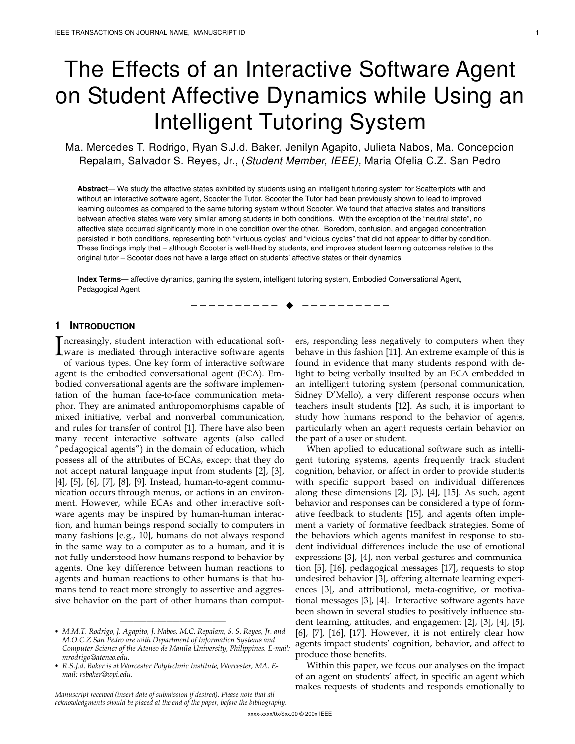# The Effects of an Interactive Software Agent on Student Affective Dynamics while Using an Intelligent Tutoring System

Ma. Mercedes T. Rodrigo, Ryan S.J.d. Baker, Jenilyn Agapito, Julieta Nabos, Ma. Concepcion Repalam, Salvador S. Reyes, Jr., (*Student Member, IEEE)*, Maria Ofelia C.Z. San Pedro

**Abstract**— We study the affective states exhibited by students using an intelligent tutoring system for Scatterplots with and without an interactive software agent, Scooter the Tutor. Scooter the Tutor had been previously shown to lead to improved learning outcomes as compared to the same tutoring system without Scooter. We found that affective states and transitions between affective states were very similar among students in both conditions. With the exception of the "neutral state", no affective state occurred significantly more in one condition over the other. Boredom, confusion, and engaged concentration persisted in both conditions, representing both "virtuous cycles" and "vicious cycles" that did not appear to differ by condition. These findings imply that – although Scooter is well-liked by students, and improves student learning outcomes relative to the original tutor – Scooter does not have a large effect on students' affective states or their dynamics.

**Index Terms**— affective dynamics, gaming the system, intelligent tutoring system, Embodied Conversational Agent, Pedagogical Agent

## 1 Introduction

Increasingly, student interaction with educational software is mediated through interactive software agents of various types. One key form of interactive software agent is the embodied conversational agent (ECA). Embodied conversational agents are the software implementation of the human face-to-face communication metaphor. They are animated anthropomorphisms capable of mixed initiative, verbal and nonverbal communication, and rules for transfer of control [1]. There have also been many recent interactive software agents (also called "pedagogical agents") in the domain of education, which possess all of the attributes of ECAs, except that they do not accept natural language input from students [2], [3], [4], [5], [6], [7], [8], [9]. Instead, human-to-agent communication occurs through menus, or actions in an environment. However, while ECAs and other interactive software agents may be inspired by human-human interaction, and human beings respond socially to computers in many fashions [e.g., 10], humans do not always respond in the same way to a computer as to a human, and it is not fully understood how humans respond to behavior by agents. One key difference between human reactions to agents and human reactions to other humans is that humans tend to react more strongly to assertive and aggressive behavior on the part of other humans than computers, responding less negatively to computers when they behave in this fashion [11]. An extreme example of this is found in evidence that many students respond with delight to being verbally insulted by an ECA embedded in an intelligent tutoring system (personal communication, Sidney D'Mello), a very different response occurs when teachers insult students [12]. As such, it is important to study how humans respond to the behavior of agents, particularly when an agent requests certain behavior on the part of a user or student.

When applied to educational software such as intelligent tutoring systems, agents frequently track student cognition, behavior, or affect in order to provide students with specific support based on individual differences along these dimensions [2], [3], [4], [15]. As such, agent behavior and responses can be considered a type of formative feedback to students [15], and agents often implement a variety of formative feedback strategies. Some of the behaviors which agents manifest in response to student individual differences include the use of emotional expressions [3], [4], non-verbal gestures and communication [5], [16], pedagogical messages [17], requests to stop undesired behavior [3], offering alternate learning experiences [3], and attributional, meta-cognitive, or motivational messages [3], [4]. Interactive software agents have been shown in several studies to positively influence student learning, attitudes, and engagement [2], [3], [4], [5], [6], [7], [16], [17]. However, it is not entirely clear how agents impact students' cognition, behavior, and affect to produce those benefits.

Within this paper, we focus our analyses on the impact of an agent on students' affect, in specific an agent which makes requests of students and responds emotionally to

- *M.M.T. Rodrigo, J. Agapito, J. Nabos, M.C. Repalam, S. S. Reyes, Jr. and M.O.C.Z San Pedro are with Department of Information Systems and Computer Science of the Ateneo de Manila University, Philippines. E-mail: mrodrigo@ateneo.edu.*
- *R.S.J.d. Baker is at Worcester Polytechnic Institute, Worcester, MA. E-mail: rsbaker@wpi.edu.*

*Manuscript received (insert date of submission if desired). Please note that all acknowledgments should be placed at the end of the paper, before the bibliography.*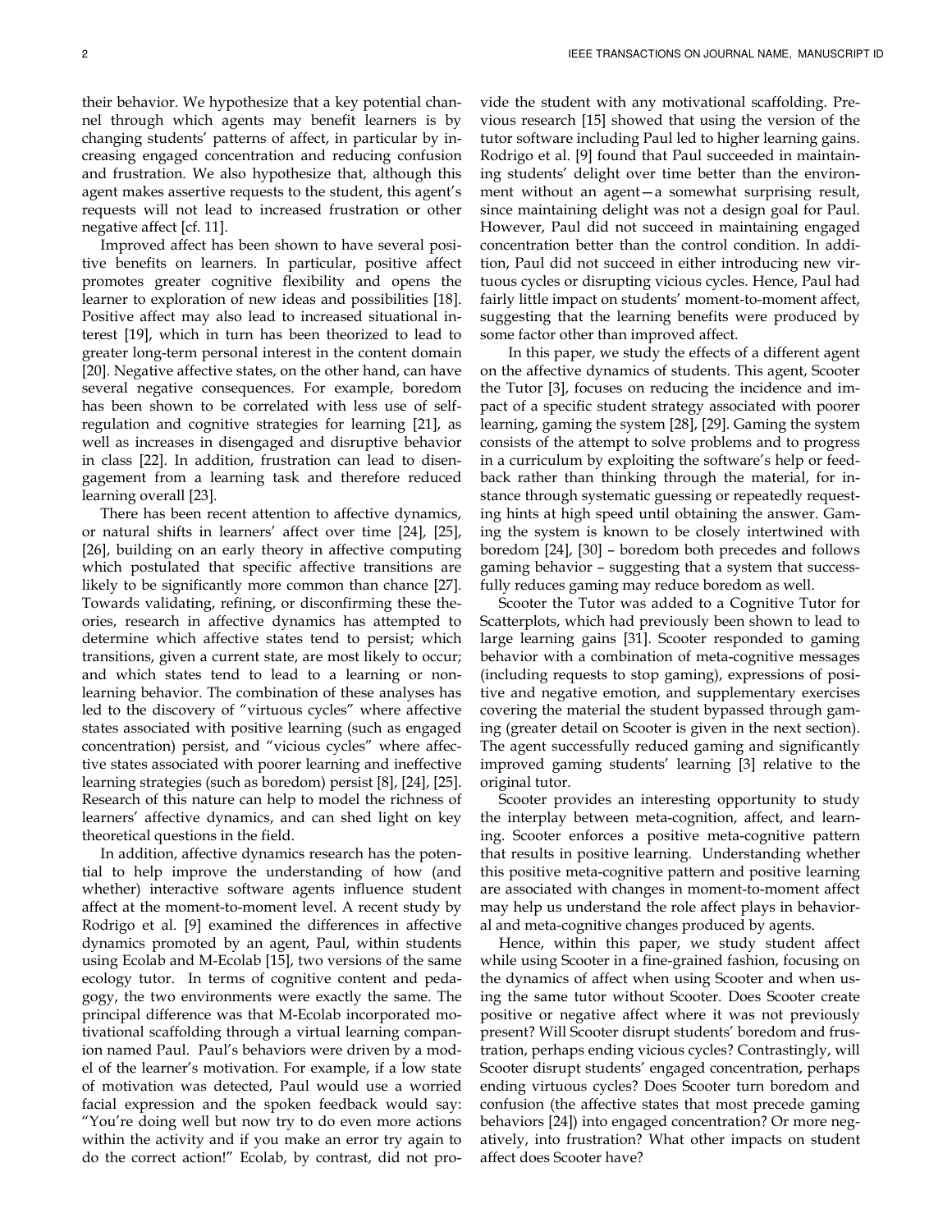their behavior. We hypothesize that a key potential channel through which agents may benefit learners is by changing students' patterns of affect, in particular by increasing engaged concentration and reducing confusion and frustration. We also hypothesize that, although this agent makes assertive requests to the student, this agent's requests will not lead to increased frustration or other negative affect [cf. 11].

Improved affect has been shown to have several positive benefits on learners. In particular, positive affect promotes greater cognitive flexibility and opens the learner to exploration of new ideas and possibilities [18]. Positive affect may also lead to increased situational interest [19], which in turn has been theorized to lead to greater long-term personal interest in the content domain [20]. Negative affective states, on the other hand, can have several negative consequences. For example, boredom has been shown to be correlated with less use of self-regulation and cognitive strategies for learning [21], as well as increases in disengaged and disruptive behavior in class [22]. In addition, frustration can lead to disengagement from a learning task and therefore reduced learning overall [23].

There has been recent attention to affective dynamics, or natural shifts in learners' affect over time [24], [25], [26], building on an early theory in affective computing which postulated that specific affective transitions are likely to be significantly more common than chance [27]. Towards validating, refining, or disconfirming these theories, research in affective dynamics has attempted to determine which affective states tend to persist; which transitions, given a current state, are most likely to occur; and which states tend to lead to a learning or non-learning behavior. The combination of these analyses has led to the discovery of "virtuous cycles" where affective states associated with positive learning (such as engaged concentration) persist, and "vicious cycles" where affective states associated with poorer learning and ineffective learning strategies (such as boredom) persist [8], [24], [25]. Research of this nature can help to model the richness of learners' affective dynamics, and can shed light on key theoretical questions in the field.

In addition, affective dynamics research has the potential to help improve the understanding of how (and whether) interactive software agents influence student affect at the moment-to-moment level. A recent study by Rodrigo et al. [9] examined the differences in affective dynamics promoted by an agent, Paul, within students using Ecolab and M-Ecolab [15], two versions of the same ecology tutor. In terms of cognitive content and pedagogy, the two environments were exactly the same. The principal difference was that M-Ecolab incorporated motivational scaffolding through a virtual learning companion named Paul. Paul's behaviors were driven by a model of the learner's motivation. For example, if a low state of motivation was detected, Paul would use a worried facial expression and the spoken feedback would say: "You're doing well but now try to do even more actions within the activity and if you make an error try again to do the correct action!" Ecolab, by contrast, did not provide the student with any motivational scaffolding. Previous research [15] showed that using the version of the tutor software including Paul led to higher learning gains. Rodrigo et al. [9] found that Paul succeeded in maintaining students' delight over time better than the environment without an agent—a somewhat surprising result, since maintaining delight was not a design goal for Paul. However, Paul did not succeed in maintaining engaged concentration better than the control condition. In addition, Paul did not succeed in either introducing new virtuous cycles or disrupting vicious cycles. Hence, Paul had fairly little impact on students' moment-to-moment affect, suggesting that the learning benefits were produced by some factor other than improved affect.

In this paper, we study the effects of a different agent on the affective dynamics of students. This agent, Scooter the Tutor [3], focuses on reducing the incidence and impact of a specific student strategy associated with poorer learning, gaming the system [28], [29]. Gaming the system consists of the attempt to solve problems and to progress in a curriculum by exploiting the software's help or feedback rather than thinking through the material, for instance through systematic guessing or repeatedly requesting hints at high speed until obtaining the answer. Gaming the system is known to be closely intertwined with boredom [24], [30] – boredom both precedes and follows gaming behavior – suggesting that a system that successfully reduces gaming may reduce boredom as well.

Scooter the Tutor was added to a Cognitive Tutor for Scatterplots, which had previously been shown to lead to large learning gains [31]. Scooter responded to gaming behavior with a combination of meta-cognitive messages (including requests to stop gaming), expressions of positive and negative emotion, and supplementary exercises covering the material the student bypassed through gaming (greater detail on Scooter is given in the next section). The agent successfully reduced gaming and significantly improved gaming students' learning [3] relative to the original tutor.

Scooter provides an interesting opportunity to study the interplay between meta-cognition, affect, and learning. Scooter enforces a positive meta-cognitive pattern that results in positive learning. Understanding whether this positive meta-cognitive pattern and positive learning are associated with changes in moment-to-moment affect may help us understand the role affect plays in behavioral and meta-cognitive changes produced by agents.

Hence, within this paper, we study student affect while using Scooter in a fine-grained fashion, focusing on the dynamics of affect when using Scooter and when using the same tutor without Scooter. Does Scooter create positive or negative affect where it was not previously present? Will Scooter disrupt students' boredom and frustration, perhaps ending vicious cycles? Contrastingly, will Scooter disrupt students' engaged concentration, perhaps ending virtuous cycles? Does Scooter turn boredom and confusion (the affective states that most precede gaming behaviors [24]) into engaged concentration? Or more negatively, into frustration? What other impacts on student affect does Scooter have?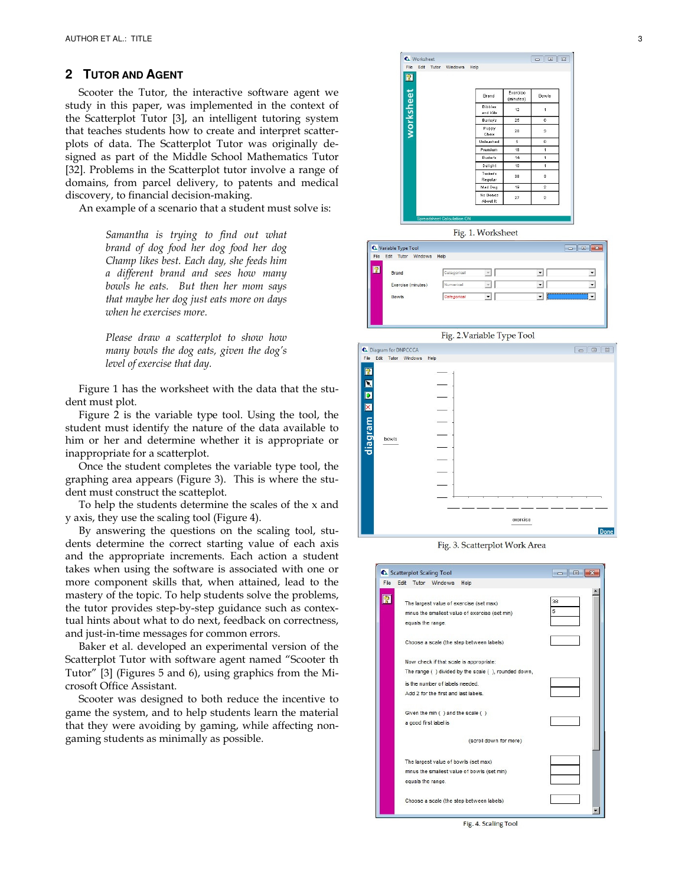## 2 Tutor and Agent

Scooter the Tutor, the interactive software agent we study in this paper, was implemented in the context of the Scatterplot Tutor [3], an intelligent tutoring system that teaches students how to create and interpret scatterplots of data. The Scatterplot Tutor was originally designed as part of the Middle School Mathematics Tutor [32]. Problems in the Scatterplot tutor involve a range of domains, from parcel delivery, to patents and medical discovery, to financial decision-making.

An example of a scenario that a student must solve is:

> *Samantha is trying to find out what brand of dog food her dog food her dog Champ likes best. Each day, she feeds him a different brand and sees how many bowls he eats. But then her mom says that maybe her dog just eats more on days when he exercises more.*
>
> *Please draw a scatterplot to show how many bowls the dog eats, given the dog's level of exercise that day.*

Figure 1 has the worksheet with the data that the student must plot.

Figure 2 is the variable type tool. Using the tool, the student must identify the nature of the data available to him or her and determine whether it is appropriate or inappropriate for a scatterplot.

Once the student completes the variable type tool, the graphing area appears (Figure 3). This is where the student must construct the scatteplot.

To help the students determine the scales of the x and y axis, they use the scaling tool (Figure 4).

By answering the questions on the scaling tool, students determine the correct starting value of each axis and the appropriate increments. Each action a student takes when using the software is associated with one or more component skills that, when attained, lead to the mastery of the topic. To help students solve the problems, the tutor provides step-by-step guidance such as contextual hints about what to do next, feedback on correctness, and just-in-time messages for common errors.

Baker et al. developed an experimental version of the Scatterplot Tutor with software agent named "Scooter th Tutor" [3] (Figures 5 and 6), using graphics from the Microsoft Office Assistant.

Scooter was designed to both reduce the incentive to game the system, and to help students learn the material that they were avoiding by gaming, while affecting non-gaming students as minimally as possible.

| Brand | Exercise (minutes) | Bowls |
|---|---|---|
| Bibbles and Kits | 12 | 1 |
| Bailey's | 25 | 0 |
| Puppy Chow | 28 | 3 |
| Unleashed | 5 | 0 |
| Premium | 18 | 1 |
| Buster's | 14 | 1 |
| Delight | 10 | 1 |
| Tucker's Regular | 38 | 3 |
| Mad Dog | 19 | 2 |
| No Bones About It | 27 | 2 |

Fig. 1. Worksheet

Fig. 2.Variable Type Tool

Fig. 3. Scatterplot Work Area

Fig. 4. Scaling Tool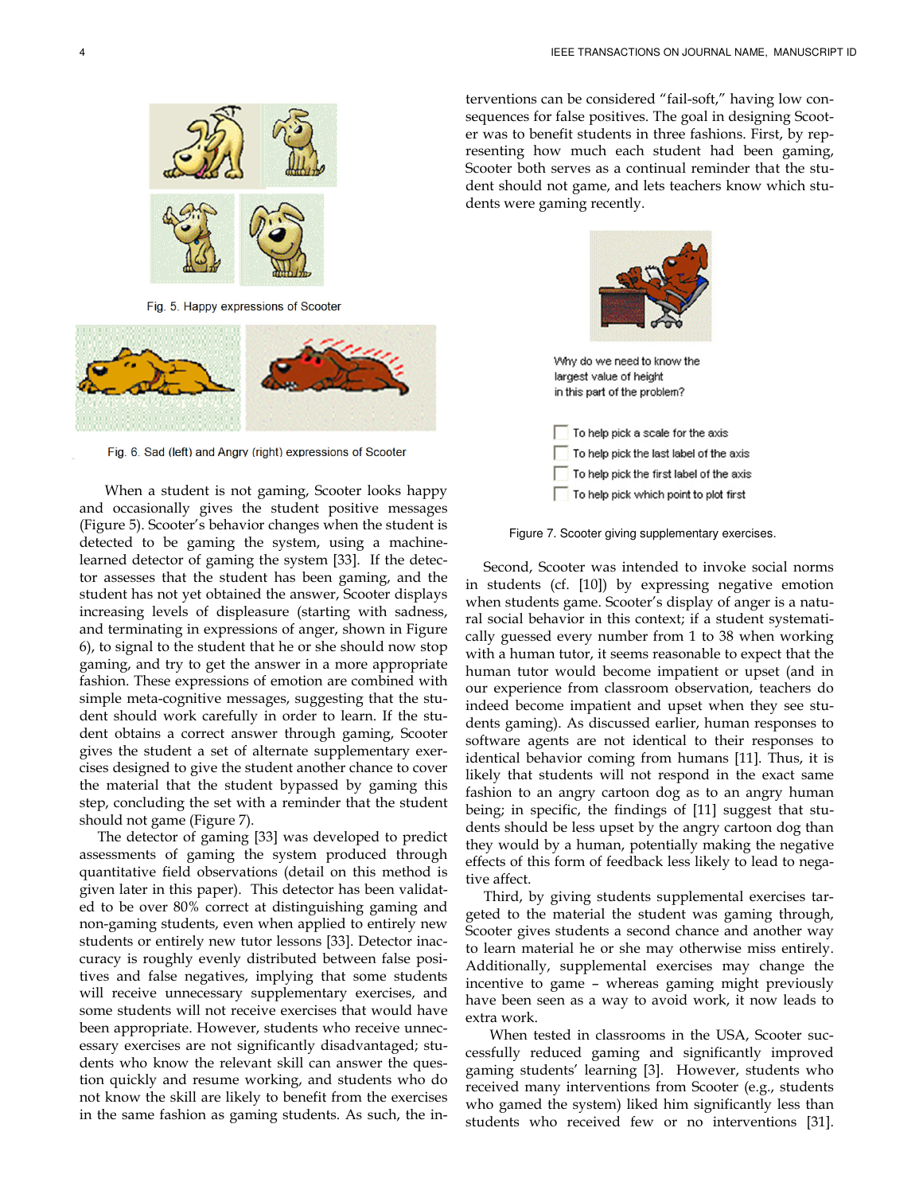Fig. 5. Happy expressions of Scooter

Fig. 6. Sad (left) and Angry (right) expressions of Scooter

When a student is not gaming, Scooter looks happy and occasionally gives the student positive messages (Figure 5). Scooter's behavior changes when the student is detected to be gaming the system, using a machine-learned detector of gaming the system [33]. If the detector assesses that the student has been gaming, and the student has not yet obtained the answer, Scooter displays increasing levels of displeasure (starting with sadness, and terminating in expressions of anger, shown in Figure 6), to signal to the student that he or she should now stop gaming, and try to get the answer in a more appropriate fashion. These expressions of emotion are combined with simple meta-cognitive messages, suggesting that the student should work carefully in order to learn. If the student obtains a correct answer through gaming, Scooter gives the student a set of alternate supplementary exercises designed to give the student another chance to cover the material that the student bypassed by gaming this step, concluding the set with a reminder that the student should not game (Figure 7).

The detector of gaming [33] was developed to predict assessments of gaming the system produced through quantitative field observations (detail on this method is given later in this paper). This detector has been validated to be over 80% correct at distinguishing gaming and non-gaming students, even when applied to entirely new students or entirely new tutor lessons [33]. Detector inaccuracy is roughly evenly distributed between false positives and false negatives, implying that some students will receive unnecessary supplementary exercises, and some students will not receive exercises that would have been appropriate. However, students who receive unnecessary exercises are not significantly disadvantaged; students who know the relevant skill can answer the question quickly and resume working, and students who do not know the skill are likely to benefit from the exercises in the same fashion as gaming students. As such, the interventions can be considered "fail-soft," having low consequences for false positives. The goal in designing Scooter was to benefit students in three fashions. First, by representing how much each student had been gaming, Scooter both serves as a continual reminder that the student should not game, and lets teachers know which students were gaming recently.

Why do we need to know the largest value of height in this part of the problem?

- To help pick a scale for the axis
- To help pick the last label of the axis
- To help pick the first label of the axis
- To help pick which point to plot first

Figure 7. Scooter giving supplementary exercises.

Second, Scooter was intended to invoke social norms in students (cf. [10]) by expressing negative emotion when students game. Scooter's display of anger is a natural social behavior in this context; if a student systematically guessed every number from 1 to 38 when working with a human tutor, it seems reasonable to expect that the human tutor would become impatient or upset (and in our experience from classroom observation, teachers do indeed become impatient and upset when they see students gaming). As discussed earlier, human responses to software agents are not identical to their responses to identical behavior coming from humans [11]. Thus, it is likely that students will not respond in the exact same fashion to an angry cartoon dog as to an angry human being; in specific, the findings of [11] suggest that students should be less upset by the angry cartoon dog than they would by a human, potentially making the negative effects of this form of feedback less likely to lead to negative affect.

Third, by giving students supplemental exercises targeted to the material the student was gaming through, Scooter gives students a second chance and another way to learn material he or she may otherwise miss entirely. Additionally, supplemental exercises may change the incentive to game – whereas gaming might previously have been seen as a way to avoid work, it now leads to extra work.

When tested in classrooms in the USA, Scooter successfully reduced gaming and significantly improved gaming students' learning [3]. However, students who received many interventions from Scooter (e.g., students who gamed the system) liked him significantly less than students who received few or no interventions [31].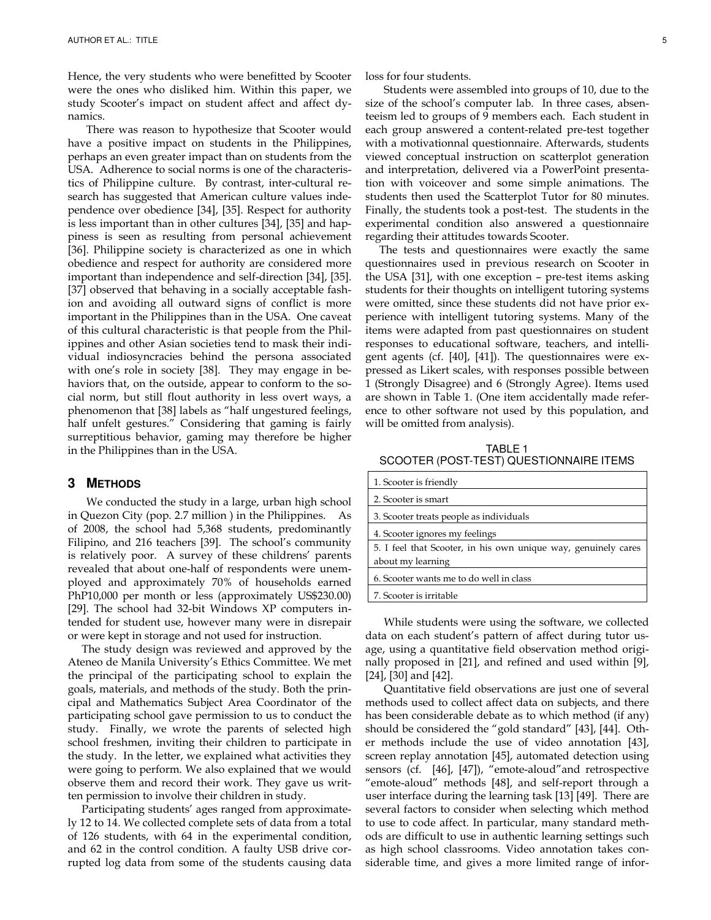Hence, the very students who were benefitted by Scooter were the ones who disliked him. Within this paper, we study Scooter's impact on student affect and affect dynamics.

There was reason to hypothesize that Scooter would have a positive impact on students in the Philippines, perhaps an even greater impact than on students from the USA. Adherence to social norms is one of the characteristics of Philippine culture. By contrast, inter-cultural research has suggested that American culture values independence over obedience [34], [35]. Respect for authority is less important than in other cultures [34], [35] and happiness is seen as resulting from personal achievement [36]. Philippine society is characterized as one in which obedience and respect for authority are considered more important than independence and self-direction [34], [35]. [37] observed that behaving in a socially acceptable fashion and avoiding all outward signs of conflict is more important in the Philippines than in the USA. One caveat of this cultural characteristic is that people from the Philippines and other Asian societies tend to mask their individual indiosyncracies behind the persona associated with one's role in society [38]. They may engage in behaviors that, on the outside, appear to conform to the social norm, but still flout authority in less overt ways, a phenomenon that [38] labels as "half ungestured feelings, half unfelt gestures." Considering that gaming is fairly surreptitious behavior, gaming may therefore be higher in the Philippines than in the USA.

## 3 Methods

We conducted the study in a large, urban high school in Quezon City (pop. 2.7 million ) in the Philippines. As of 2008, the school had 5,368 students, predominantly Filipino, and 216 teachers [39]. The school's community is relatively poor. A survey of these childrens' parents revealed that about one-half of respondents were unemployed and approximately 70% of households earned PhP10,000 per month or less (approximately US$230.00) [29]. The school had 32-bit Windows XP computers intended for student use, however many were in disrepair or were kept in storage and not used for instruction.

The study design was reviewed and approved by the Ateneo de Manila University's Ethics Committee. We met the principal of the participating school to explain the goals, materials, and methods of the study. Both the principal and Mathematics Subject Area Coordinator of the participating school gave permission to us to conduct the study. Finally, we wrote the parents of selected high school freshmen, inviting their children to participate in the study. In the letter, we explained what activities they were going to perform. We also explained that we would observe them and record their work. They gave us written permission to involve their children in study.

Participating students' ages ranged from approximately 12 to 14. We collected complete sets of data from a total of 126 students, with 64 in the experimental condition, and 62 in the control condition. A faulty USB drive corrupted log data from some of the students causing data loss for four students.

Students were assembled into groups of 10, due to the size of the school's computer lab. In three cases, absenteeism led to groups of 9 members each. Each student in each group answered a content-related pre-test together with a motivationnal questionnaire. Afterwards, students viewed conceptual instruction on scatterplot generation and interpretation, delivered via a PowerPoint presentation with voiceover and some simple animations. The students then used the Scatterplot Tutor for 80 minutes. Finally, the students took a post-test. The students in the experimental condition also answered a questionnaire regarding their attitudes towards Scooter.

The tests and questionnaires were exactly the same questionnaires used in previous research on Scooter in the USA [31], with one exception – pre-test items asking students for their thoughts on intelligent tutoring systems were omitted, since these students did not have prior experience with intelligent tutoring systems. Many of the items were adapted from past questionnaires on student responses to educational software, teachers, and intelligent agents (cf. [40], [41]). The questionnaires were expressed as Likert scales, with responses possible between 1 (Strongly Disagree) and 6 (Strongly Agree). Items used are shown in Table 1. (One item accidentally made reference to other software not used by this population, and will be omitted from analysis).

TABLE 1
SCOOTER (POST-TEST) QUESTIONNAIRE ITEMS

| |
|---|
| 1. Scooter is friendly |
| 2. Scooter is smart |
| 3. Scooter treats people as individuals |
| 4. Scooter ignores my feelings |
| 5. I feel that Scooter, in his own unique way, genuinely cares about my learning |
| 6. Scooter wants me to do well in class |
| 7. Scooter is irritable |

While students were using the software, we collected data on each student's pattern of affect during tutor usage, using a quantitative field observation method originally proposed in [21], and refined and used within [9], [24], [30] and [42].

Quantitative field observations are just one of several methods used to collect affect data on subjects, and there has been considerable debate as to which method (if any) should be considered the "gold standard" [43], [44]. Other methods include the use of video annotation [43], screen replay annotation [45], automated detection using sensors (cf. [46], [47]), "emote-aloud" and retrospective "emote-aloud" methods [48], and self-report through a user interface during the learning task [13] [49]. There are several factors to consider when selecting which method to use to code affect. In particular, many standard methods are difficult to use in authentic learning settings such as high school classrooms. Video annotation takes considerable time, and gives a more limited range of infor-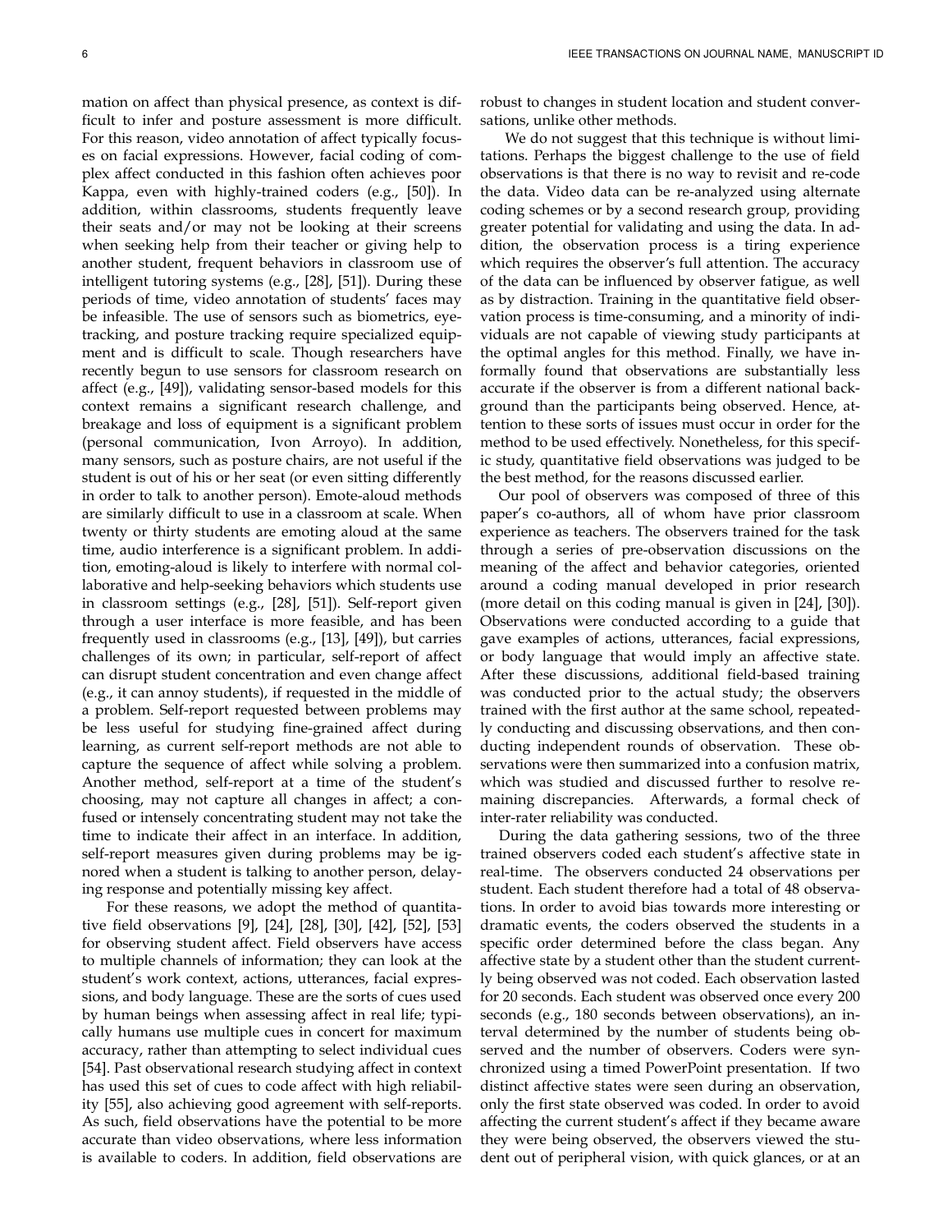mation on affect than physical presence, as context is difficult to infer and posture assessment is more difficult. For this reason, video annotation of affect typically focuses on facial expressions. However, facial coding of complex affect conducted in this fashion often achieves poor Kappa, even with highly-trained coders (e.g., [50]). In addition, within classrooms, students frequently leave their seats and/or may not be looking at their screens when seeking help from their teacher or giving help to another student, frequent behaviors in classroom use of intelligent tutoring systems (e.g., [28], [51]). During these periods of time, video annotation of students' faces may be infeasible. The use of sensors such as biometrics, eye-tracking, and posture tracking require specialized equipment and is difficult to scale. Though researchers have recently begun to use sensors for classroom research on affect (e.g., [49]), validating sensor-based models for this context remains a significant research challenge, and breakage and loss of equipment is a significant problem (personal communication, Ivon Arroyo). In addition, many sensors, such as posture chairs, are not useful if the student is out of his or her seat (or even sitting differently in order to talk to another person). Emote-aloud methods are similarly difficult to use in a classroom at scale. When twenty or thirty students are emoting aloud at the same time, audio interference is a significant problem. In addition, emoting-aloud is likely to interfere with normal collaborative and help-seeking behaviors which students use in classroom settings (e.g., [28], [51]). Self-report given through a user interface is more feasible, and has been frequently used in classrooms (e.g., [13], [49]), but carries challenges of its own; in particular, self-report of affect can disrupt student concentration and even change affect (e.g., it can annoy students), if requested in the middle of a problem. Self-report requested between problems may be less useful for studying fine-grained affect during learning, as current self-report methods are not able to capture the sequence of affect while solving a problem. Another method, self-report at a time of the student's choosing, may not capture all changes in affect; a confused or intensely concentrating student may not take the time to indicate their affect in an interface. In addition, self-report measures given during problems may be ignored when a student is talking to another person, delaying response and potentially missing key affect.

For these reasons, we adopt the method of quantitative field observations [9], [24], [28], [30], [42], [52], [53] for observing student affect. Field observers have access to multiple channels of information; they can look at the student's work context, actions, utterances, facial expressions, and body language. These are the sorts of cues used by human beings when assessing affect in real life; typically humans use multiple cues in concert for maximum accuracy, rather than attempting to select individual cues [54]. Past observational research studying affect in context has used this set of cues to code affect with high reliability [55], also achieving good agreement with self-reports. As such, field observations have the potential to be more accurate than video observations, where less information is available to coders. In addition, field observations are robust to changes in student location and student conversations, unlike other methods.

We do not suggest that this technique is without limitations. Perhaps the biggest challenge to the use of field observations is that there is no way to revisit and re-code the data. Video data can be re-analyzed using alternate coding schemes or by a second research group, providing greater potential for validating and using the data. In addition, the observation process is a tiring experience which requires the observer's full attention. The accuracy of the data can be influenced by observer fatigue, as well as by distraction. Training in the quantitative field observation process is time-consuming, and a minority of individuals are not capable of viewing study participants at the optimal angles for this method. Finally, we have informally found that observations are substantially less accurate if the observer is from a different national background than the participants being observed. Hence, attention to these sorts of issues must occur in order for the method to be used effectively. Nonetheless, for this specific study, quantitative field observations was judged to be the best method, for the reasons discussed earlier.

Our pool of observers was composed of three of this paper's co-authors, all of whom have prior classroom experience as teachers. The observers trained for the task through a series of pre-observation discussions on the meaning of the affect and behavior categories, oriented around a coding manual developed in prior research (more detail on this coding manual is given in [24], [30]). Observations were conducted according to a guide that gave examples of actions, utterances, facial expressions, or body language that would imply an affective state. After these discussions, additional field-based training was conducted prior to the actual study; the observers trained with the first author at the same school, repeatedly conducting and discussing observations, and then conducting independent rounds of observation. These observations were then summarized into a confusion matrix, which was studied and discussed further to resolve remaining discrepancies. Afterwards, a formal check of inter-rater reliability was conducted.

During the data gathering sessions, two of the three trained observers coded each student's affective state in real-time. The observers conducted 24 observations per student. Each student therefore had a total of 48 observations. In order to avoid bias towards more interesting or dramatic events, the coders observed the students in a specific order determined before the class began. Any affective state by a student other than the student currently being observed was not coded. Each observation lasted for 20 seconds. Each student was observed once every 200 seconds (e.g., 180 seconds between observations), an interval determined by the number of students being observed and the number of observers. Coders were synchronized using a timed PowerPoint presentation. If two distinct affective states were seen during an observation, only the first state observed was coded. In order to avoid affecting the current student's affect if they became aware they were being observed, the observers viewed the student out of peripheral vision, with quick glances, or at an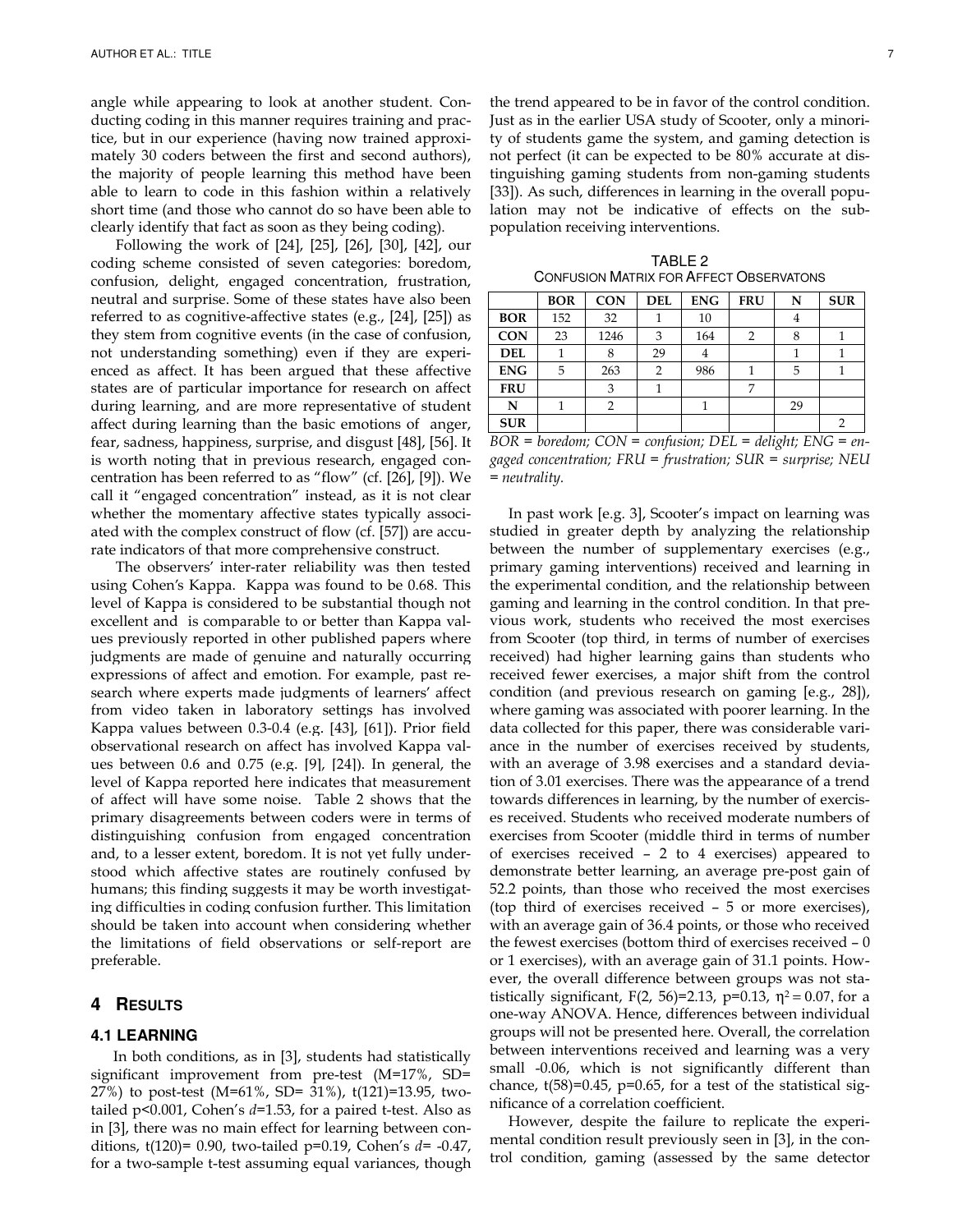angle while appearing to look at another student. Conducting coding in this manner requires training and practice, but in our experience (having now trained approximately 30 coders between the first and second authors), the majority of people learning this method have been able to learn to code in this fashion within a relatively short time (and those who cannot do so have been able to clearly identify that fact as soon as they being coding).

Following the work of [24], [25], [26], [30], [42], our coding scheme consisted of seven categories: boredom, confusion, delight, engaged concentration, frustration, neutral and surprise. Some of these states have also been referred to as cognitive-affective states (e.g., [24], [25]) as they stem from cognitive events (in the case of confusion, not understanding something) even if they are experienced as affect. It has been argued that these affective states are of particular importance for research on affect during learning, and are more representative of student affect during learning than the basic emotions of anger, fear, sadness, happiness, surprise, and disgust [48], [56]. It is worth noting that in previous research, engaged concentration has been referred to as "flow" (cf. [26], [9]). We call it "engaged concentration" instead, as it is not clear whether the momentary affective states typically associated with the complex construct of flow (cf. [57]) are accurate indicators of that more comprehensive construct.

The observers' inter-rater reliability was then tested using Cohen's Kappa. Kappa was found to be 0.68. This level of Kappa is considered to be substantial though not excellent and is comparable to or better than Kappa values previously reported in other published papers where judgments are made of genuine and naturally occurring expressions of affect and emotion. For example, past research where experts made judgments of learners' affect from video taken in laboratory settings has involved Kappa values between 0.3-0.4 (e.g. [43], [61]). Prior field observational research on affect has involved Kappa values between 0.6 and 0.75 (e.g. [9], [24]). In general, the level of Kappa reported here indicates that measurement of affect will have some noise. Table 2 shows that the primary disagreements between coders were in terms of distinguishing confusion from engaged concentration and, to a lesser extent, boredom. It is not yet fully understood which affective states are routinely confused by humans; this finding suggests it may be worth investigating difficulties in coding confusion further. This limitation should be taken into account when considering whether the limitations of field observations or self-report are preferable.

## 4 Results

### 4.1 Learning

In both conditions, as in [3], students had statistically significant improvement from pre-test (M=17%, SD= 27%) to post-test (M=61%, SD= 31%), $t(121)=13.95$, two-tailed $p<0.001$, Cohen's $d=1.53$, for a paired t-test. Also as in [3], there was no main effect for learning between conditions, $t(120)= 0.90$, two-tailed $p=0.19$, Cohen's $d= -0.47$, for a two-sample t-test assuming equal variances, though the trend appeared to be in favor of the control condition. Just as in the earlier USA study of Scooter, only a minority of students game the system, and gaming detection is not perfect (it can be expected to be 80% accurate at distinguishing gaming students from non-gaming students [33]). As such, differences in learning in the overall population may not be indicative of effects on the sub-population receiving interventions.

TABLE 2
Confusion Matrix for Affect Observatons

| | BOR | CON | DEL | ENG | FRU | N | SUR |
|---|---|---|---|---|---|---|---|
| **BOR** | 152 | 32 | 1 | 10 | | 4 | |
| **CON** | 23 | 1246 | 3 | 164 | 2 | 8 | 1 |
| **DEL** | 1 | 8 | 29 | 4 | | 1 | 1 |
| **ENG** | 5 | 263 | 2 | 986 | 1 | 5 | 1 |
| **FRU** | | 3 | 1 | | 7 | | |
| **N** | 1 | 2 | | 1 | | 29 | |
| **SUR** | | | | | | | 2 |

*BOR = boredom; CON = confusion; DEL = delight; ENG = engaged concentration; FRU = frustration; SUR = surprise; NEU = neutrality.*

In past work [e.g. 3], Scooter's impact on learning was studied in greater depth by analyzing the relationship between the number of supplementary exercises (e.g., primary gaming interventions) received and learning in the experimental condition, and the relationship between gaming and learning in the control condition. In that previous work, students who received the most exercises from Scooter (top third, in terms of number of exercises received) had higher learning gains than students who received fewer exercises, a major shift from the control condition (and previous research on gaming [e.g., 28]), where gaming was associated with poorer learning. In the data collected for this paper, there was considerable variance in the number of exercises received by students, with an average of 3.98 exercises and a standard deviation of 3.01 exercises. There was the appearance of a trend towards differences in learning, by the number of exercises received. Students who received moderate numbers of exercises from Scooter (middle third in terms of number of exercises received – 2 to 4 exercises) appeared to demonstrate better learning, an average pre-post gain of 52.2 points, than those who received the most exercises (top third of exercises received – 5 or more exercises), with an average gain of 36.4 points, or those who received the fewest exercises (bottom third of exercises received – 0 or 1 exercises), with an average gain of 31.1 points. However, the overall difference between groups was not statistically significant, $F(2, 56)=2.13$, $p=0.13$, $\eta^2 = 0.07$, for a one-way ANOVA. Hence, differences between individual groups will not be presented here. Overall, the correlation between interventions received and learning was a very small -0.06, which is not significantly different than chance, $t(58)=0.45$, $p=0.65$, for a test of the statistical significance of a correlation coefficient.

However, despite the failure to replicate the experimental condition result previously seen in [3], in the control condition, gaming (assessed by the same detector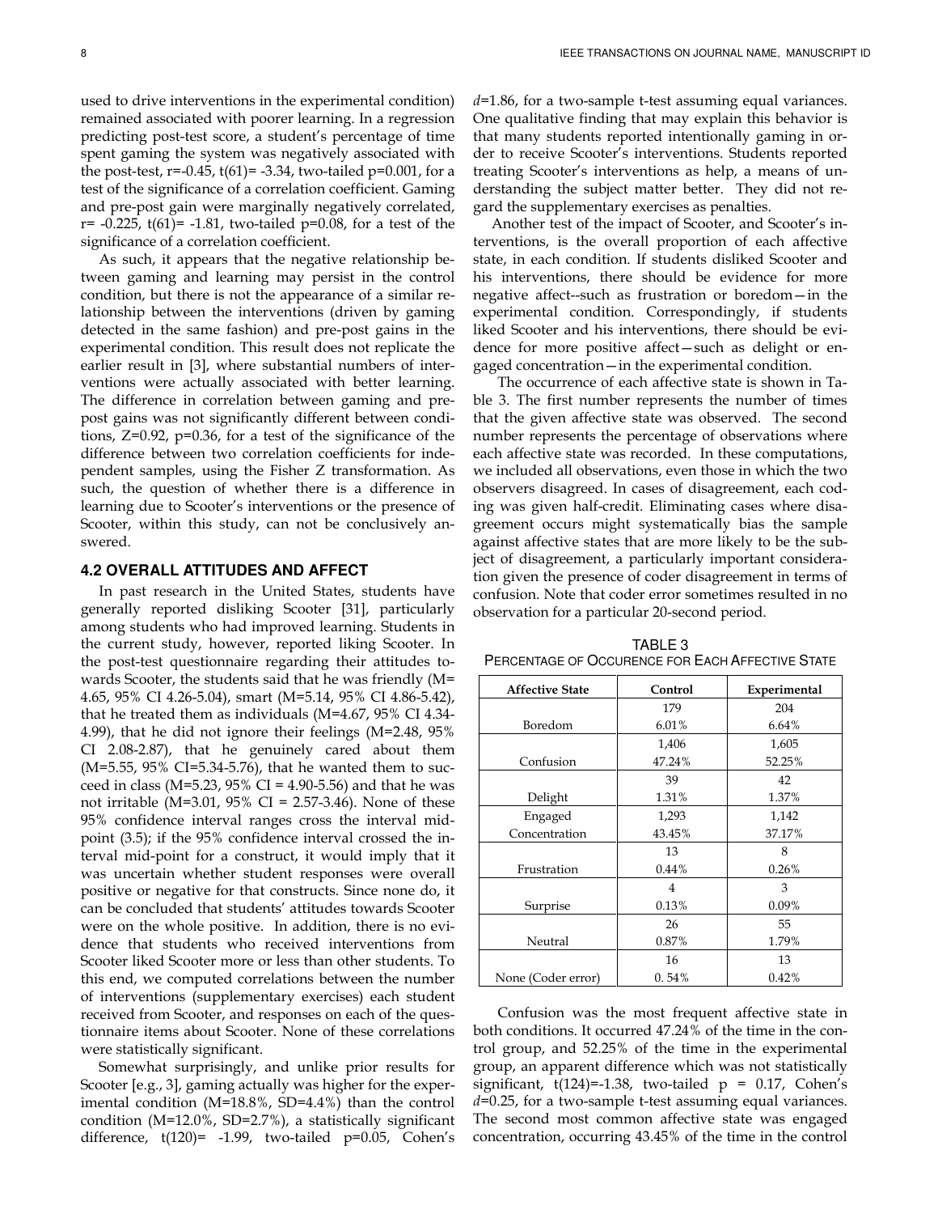used to drive interventions in the experimental condition) remained associated with poorer learning. In a regression predicting post-test score, a student's percentage of time spent gaming the system was negatively associated with the post-test, r=-0.45, t(61)= -3.34, two-tailed p=0.001, for a test of the significance of a correlation coefficient. Gaming and pre-post gain were marginally negatively correlated, r= -0.225, t(61)= -1.81, two-tailed p=0.08, for a test of the significance of a correlation coefficient.

As such, it appears that the negative relationship between gaming and learning may persist in the control condition, but there is not the appearance of a similar relationship between the interventions (driven by gaming detected in the same fashion) and pre-post gains in the experimental condition. This result does not replicate the earlier result in [3], where substantial numbers of interventions were actually associated with better learning. The difference in correlation between gaming and pre-post gains was not significantly different between conditions, Z=0.92, p=0.36, for a test of the significance of the difference between two correlation coefficients for independent samples, using the Fisher Z transformation. As such, the question of whether there is a difference in learning due to Scooter's interventions or the presence of Scooter, within this study, can not be conclusively answered.

### 4.2 Overall Attitudes and Affect

In past research in the United States, students have generally reported disliking Scooter [31], particularly among students who had improved learning. Students in the current study, however, reported liking Scooter. In the post-test questionnaire regarding their attitudes towards Scooter, the students said that he was friendly (M= 4.65, 95% CI 4.26-5.04), smart (M=5.14, 95% CI 4.86-5.42), that he treated them as individuals (M=4.67, 95% CI 4.34-4.99), that he did not ignore their feelings (M=2.48, 95% CI 2.08-2.87), that he genuinely cared about them (M=5.55, 95% CI=5.34-5.76), that he wanted them to succeed in class (M=5.23, 95% CI = 4.90-5.56) and that he was not irritable (M=3.01, 95% CI = 2.57-3.46). None of these 95% confidence interval ranges cross the interval midpoint (3.5); if the 95% confidence interval crossed the interval mid-point for a construct, it would imply that it was uncertain whether student responses were overall positive or negative for that constructs. Since none do, it can be concluded that students' attitudes towards Scooter were on the whole positive. In addition, there is no evidence that students who received interventions from Scooter liked Scooter more or less than other students. To this end, we computed correlations between the number of interventions (supplementary exercises) each student received from Scooter, and responses on each of the questionnaire items about Scooter. None of these correlations were statistically significant.

Somewhat surprisingly, and unlike prior results for Scooter [e.g., 3], gaming actually was higher for the experimental condition (M=18.8%, SD=4.4%) than the control condition (M=12.0%, SD=2.7%), a statistically significant difference, t(120)= -1.99, two-tailed p=0.05, Cohen's *d*=1.86, for a two-sample t-test assuming equal variances. One qualitative finding that may explain this behavior is that many students reported intentionally gaming in order to receive Scooter's interventions. Students reported treating Scooter's interventions as help, a means of understanding the subject matter better. They did not regard the supplementary exercises as penalties.

Another test of the impact of Scooter, and Scooter's interventions, is the overall proportion of each affective state, in each condition. If students disliked Scooter and his interventions, there should be evidence for more negative affect--such as frustration or boredom—in the experimental condition. Correspondingly, if students liked Scooter and his interventions, there should be evidence for more positive affect—such as delight or engaged concentration—in the experimental condition.

The occurrence of each affective state is shown in Table 3. The first number represents the number of times that the given affective state was observed. The second number represents the percentage of observations where each affective state was recorded. In these computations, we included all observations, even those in which the two observers disagreed. In cases of disagreement, each coding was given half-credit. Eliminating cases where disagreement occurs might systematically bias the sample against affective states that are more likely to be the subject of disagreement, a particularly important consideration given the presence of coder disagreement in terms of confusion. Note that coder error sometimes resulted in no observation for a particular 20-second period.

TABLE 3
PERCENTAGE OF OCCURENCE FOR EACH AFFECTIVE STATE

| Affective State | Control | Experimental |
|---|---|---|
| Boredom | 179<br>6.01% | 204<br>6.64% |
| Confusion | 1,406<br>47.24% | 1,605<br>52.25% |
| Delight | 39<br>1.31% | 42<br>1.37% |
| Engaged Concentration | 1,293<br>43.45% | 1,142<br>37.17% |
| Frustration | 13<br>0.44% | 8<br>0.26% |
| Surprise | 4<br>0.13% | 3<br>0.09% |
| Neutral | 26<br>0.87% | 55<br>1.79% |
| None (Coder error) | 16<br>0. 54% | 13<br>0.42% |

Confusion was the most frequent affective state in both conditions. It occurred 47.24% of the time in the control group, and 52.25% of the time in the experimental group, an apparent difference which was not statistically significant, t(124)=-1.38, two-tailed p = 0.17, Cohen's *d*=0.25, for a two-sample t-test assuming equal variances. The second most common affective state was engaged concentration, occurring 43.45% of the time in the control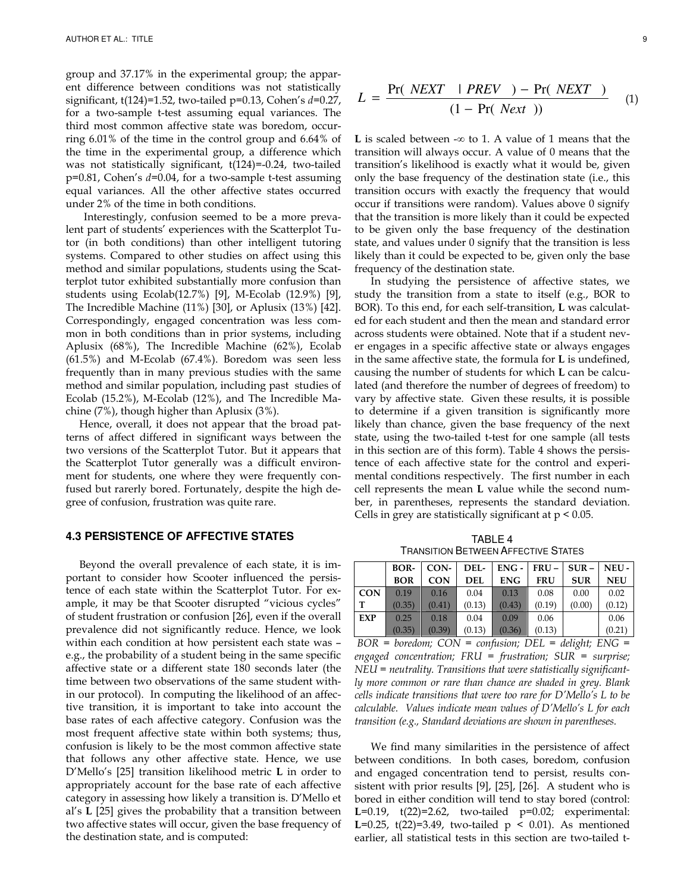group and 37.17% in the experimental group; the apparent difference between conditions was not statistically significant, t(124)=1.52, two-tailed p=0.13, Cohen's *d*=0.27, for a two-sample t-test assuming equal variances. The third most common affective state was boredom, occurring 6.01% of the time in the control group and 6.64% of the time in the experimental group, a difference which was not statistically significant, t(124)=-0.24, two-tailed p=0.81, Cohen's *d*=0.04, for a two-sample t-test assuming equal variances. All the other affective states occurred under 2% of the time in both conditions.

Interestingly, confusion seemed to be a more prevalent part of students' experiences with the Scatterplot Tutor (in both conditions) than other intelligent tutoring systems. Compared to other studies on affect using this method and similar populations, students using the Scatterplot tutor exhibited substantially more confusion than students using Ecolab(12.7%) [9], M-Ecolab (12.9%) [9], The Incredible Machine (11%) [30], or Aplusix (13%) [42]. Correspondingly, engaged concentration was less common in both conditions than in prior systems, including Aplusix (68%), The Incredible Machine (62%), Ecolab (61.5%) and M-Ecolab (67.4%). Boredom was seen less frequently than in many previous studies with the same method and similar population, including past studies of Ecolab (15.2%), M-Ecolab (12%), and The Incredible Machine (7%), though higher than Aplusix (3%).

Hence, overall, it does not appear that the broad patterns of affect differed in significant ways between the two versions of the Scatterplot Tutor. But it appears that the Scatterplot Tutor generally was a difficult environment for students, one where they were frequently confused but rarerly bored. Fortunately, despite the high degree of confusion, frustration was quite rare.

### 4.3 Persistence of Affective States

Beyond the overall prevalence of each state, it is important to consider how Scooter influenced the persistence of each state within the Scatterplot Tutor. For example, it may be that Scooter disrupted "vicious cycles" of student frustration or confusion [26], even if the overall prevalence did not significantly reduce. Hence, we look within each condition at how persistent each state was – e.g., the probability of a student being in the same specific affective state or a different state 180 seconds later (the time between two observations of the same student within our protocol). In computing the likelihood of an affective transition, it is important to take into account the base rates of each affective category. Confusion was the most frequent affective state within both systems; thus, confusion is likely to be the most common affective state that follows any other affective state. Hence, we use D'Mello's [25] transition likelihood metric **L** in order to appropriately account for the base rate of each affective category in assessing how likely a transition is. D'Mello et al's **L** [25] gives the probability that a transition between two affective states will occur, given the base frequency of the destination state, and is computed:

$$L = \frac{\Pr(NEXT \mid PREV) - \Pr(NEXT)}{(1 - \Pr(Next))} \quad (1)$$

**L** is scaled between -∞ to 1. A value of 1 means that the transition will always occur. A value of 0 means that the transition's likelihood is exactly what it would be, given only the base frequency of the destination state (i.e., this transition occurs with exactly the frequency that would occur if transitions were random). Values above 0 signify that the transition is more likely than it could be expected to be given only the base frequency of the destination state, and values under 0 signify that the transition is less likely than it could be expected to be, given only the base frequency of the destination state.

In studying the persistence of affective states, we study the transition from a state to itself (e.g., BOR to BOR). To this end, for each self-transition, **L** was calculated for each student and then the mean and standard error across students were obtained. Note that if a student never engages in a specific affective state or always engages in the same affective state, the formula for **L** is undefined, causing the number of students for which **L** can be calculated (and therefore the number of degrees of freedom) to vary by affective state. Given these results, it is possible to determine if a given transition is significantly more likely than chance, given the base frequency of the next state, using the two-tailed t-test for one sample (all tests in this section are of this form). Table 4 shows the persistence of each affective state for the control and experimental conditions respectively. The first number in each cell represents the mean **L** value while the second number, in parentheses, represents the standard deviation. Cells in grey are statistically significant at p < 0.05.

TABLE 4
TRANSITION BETWEEN AFFECTIVE STATES

| | BOR-BOR | CON-CON | DEL-DEL | ENG - ENG | FRU – FRU | SUR – SUR | NEU - NEU |
|---|---|---|---|---|---|---|---|
| CONT | 0.19 (0.35) | 0.16 (0.41) | 0.04 (0.13) | 0.13 (0.43) | 0.08 (0.19) | 0.00 (0.00) | 0.02 (0.12) |
| EXP | 0.25 (0.35) | 0.18 (0.39) | 0.04 (0.13) | 0.09 (0.36) | 0.06 (0.13) | | 0.06 (0.21) |

*BOR = boredom; CON = confusion; DEL = delight; ENG = engaged concentration; FRU = frustration; SUR = surprise; NEU = neutrality. Transitions that were statistically significantly more common or rare than chance are shaded in grey. Blank cells indicate transitions that were too rare for D'Mello's L to be calculable. Values indicate mean values of D'Mello's L for each transition (e.g., Standard deviations are shown in parentheses.*

We find many similarities in the persistence of affect between conditions. In both cases, boredom, confusion and engaged concentration tend to persist, results consistent with prior results [9], [25], [26]. A student who is bored in either condition will tend to stay bored (control: **L**=0.19, t(22)=2.62, two-tailed p=0.02; experimental: **L**=0.25, t(22)=3.49, two-tailed p < 0.01). As mentioned earlier, all statistical tests in this section are two-tailed t-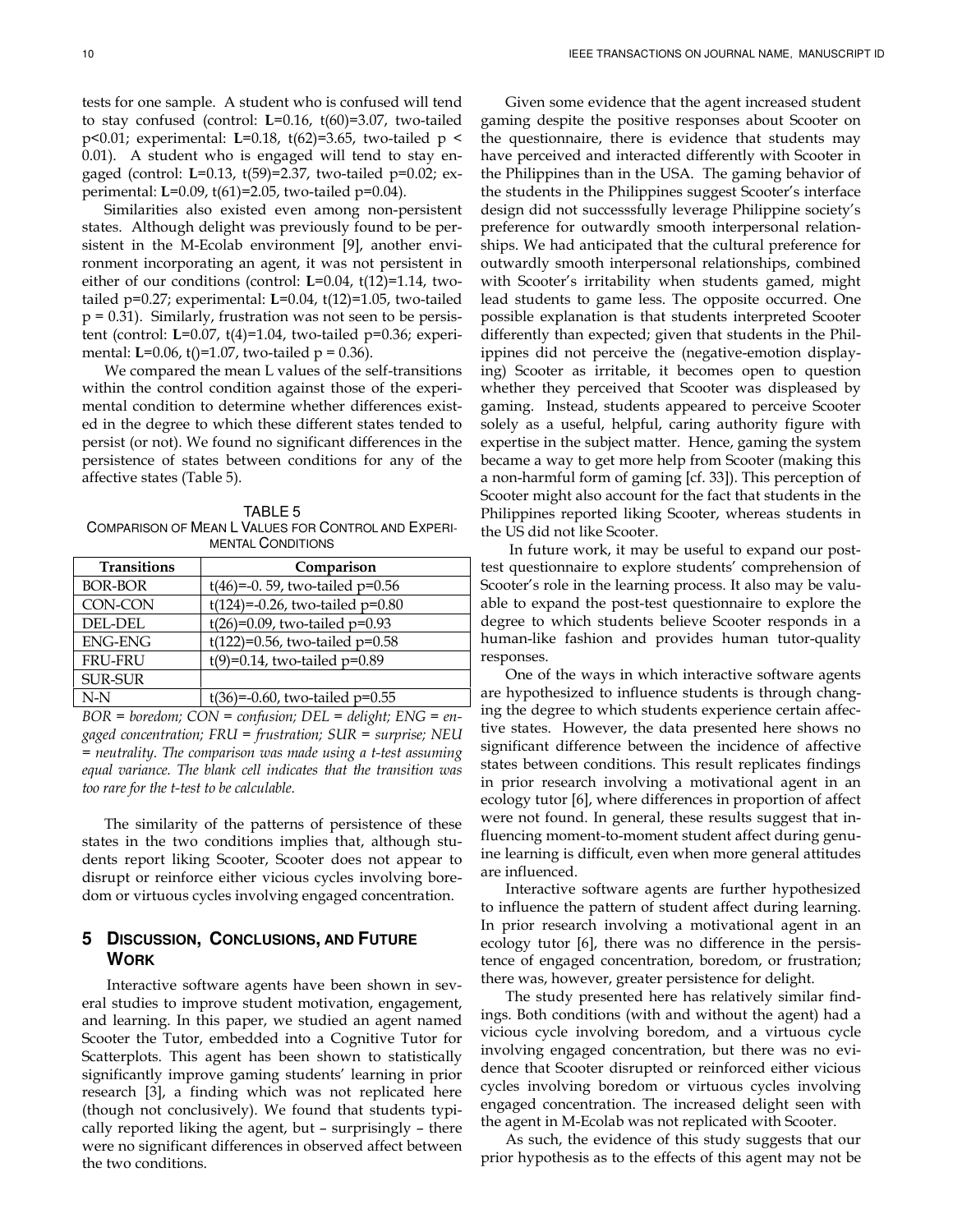tests for one sample. A student who is confused will tend to stay confused (control: **L**=0.16, t(60)=3.07, two-tailed p<0.01; experimental: **L**=0.18, t(62)=3.65, two-tailed p < 0.01). A student who is engaged will tend to stay engaged (control: **L**=0.13, t(59)=2.37, two-tailed p=0.02; experimental: **L**=0.09, t(61)=2.05, two-tailed p=0.04).

Similarities also existed even among non-persistent states. Although delight was previously found to be persistent in the M-Ecolab environment [9], another environment incorporating an agent, it was not persistent in either of our conditions (control: **L**=0.04, t(12)=1.14, two-tailed p=0.27; experimental: **L**=0.04, t(12)=1.05, two-tailed p = 0.31). Similarly, frustration was not seen to be persistent (control: **L**=0.07, t(4)=1.04, two-tailed p=0.36; experimental: **L**=0.06, t()=1.07, two-tailed p = 0.36).

We compared the mean L values of the self-transitions within the control condition against those of the experimental condition to determine whether differences existed in the degree to which these different states tended to persist (or not). We found no significant differences in the persistence of states between conditions for any of the affective states (Table 5).

TABLE 5
COMPARISON OF MEAN L VALUES FOR CONTROL AND EXPERIMENTAL CONDITIONS

| Transitions | Comparison |
|---|---|
| BOR-BOR | t(46)=-0. 59, two-tailed p=0.56 |
| CON-CON | t(124)=-0.26, two-tailed p=0.80 |
| DEL-DEL | t(26)=0.09, two-tailed p=0.93 |
| ENG-ENG | t(122)=0.56, two-tailed p=0.58 |
| FRU-FRU | t(9)=0.14, two-tailed p=0.89 |
| SUR-SUR | |
| N-N | t(36)=-0.60, two-tailed p=0.55 |

*BOR = boredom; CON = confusion; DEL = delight; ENG = engaged concentration; FRU = frustration; SUR = surprise; NEU = neutrality. The comparison was made using a t-test assuming equal variance. The blank cell indicates that the transition was too rare for the t-test to be calculable.*

The similarity of the patterns of persistence of these states in the two conditions implies that, although students report liking Scooter, Scooter does not appear to disrupt or reinforce either vicious cycles involving boredom or virtuous cycles involving engaged concentration.

## 5 Discussion, Conclusions, and Future Work

Interactive software agents have been shown in several studies to improve student motivation, engagement, and learning. In this paper, we studied an agent named Scooter the Tutor, embedded into a Cognitive Tutor for Scatterplots. This agent has been shown to statistically significantly improve gaming students' learning in prior research [3], a finding which was not replicated here (though not conclusively). We found that students typically reported liking the agent, but – surprisingly – there were no significant differences in observed affect between the two conditions.

Given some evidence that the agent increased student gaming despite the positive responses about Scooter on the questionnaire, there is evidence that students may have perceived and interacted differently with Scooter in the Philippines than in the USA. The gaming behavior of the students in the Philippines suggest Scooter's interface design did not successsfully leverage Philippine society's preference for outwardly smooth interpersonal relationships. We had anticipated that the cultural preference for outwardly smooth interpersonal relationships, combined with Scooter's irritability when students gamed, might lead students to game less. The opposite occurred. One possible explanation is that students interpreted Scooter differently than expected; given that students in the Philippines did not perceive the (negative-emotion displaying) Scooter as irritable, it becomes open to question whether they perceived that Scooter was displeased by gaming. Instead, students appeared to perceive Scooter solely as a useful, helpful, caring authority figure with expertise in the subject matter. Hence, gaming the system became a way to get more help from Scooter (making this a non-harmful form of gaming [cf. 33]). This perception of Scooter might also account for the fact that students in the Philippines reported liking Scooter, whereas students in the US did not like Scooter.

In future work, it may be useful to expand our post-test questionnaire to explore students' comprehension of Scooter's role in the learning process. It also may be valuable to expand the post-test questionnaire to explore the degree to which students believe Scooter responds in a human-like fashion and provides human tutor-quality responses.

One of the ways in which interactive software agents are hypothesized to influence students is through changing the degree to which students experience certain affective states. However, the data presented here shows no significant difference between the incidence of affective states between conditions. This result replicates findings in prior research involving a motivational agent in an ecology tutor [6], where differences in proportion of affect were not found. In general, these results suggest that influencing moment-to-moment student affect during genuine learning is difficult, even when more general attitudes are influenced.

Interactive software agents are further hypothesized to influence the pattern of student affect during learning. In prior research involving a motivational agent in an ecology tutor [6], there was no difference in the persistence of engaged concentration, boredom, or frustration; there was, however, greater persistence for delight.

The study presented here has relatively similar findings. Both conditions (with and without the agent) had a vicious cycle involving boredom, and a virtuous cycle involving engaged concentration, but there was no evidence that Scooter disrupted or reinforced either vicious cycles involving boredom or virtuous cycles involving engaged concentration. The increased delight seen with the agent in M-Ecolab was not replicated with Scooter.

As such, the evidence of this study suggests that our prior hypothesis as to the effects of this agent may not be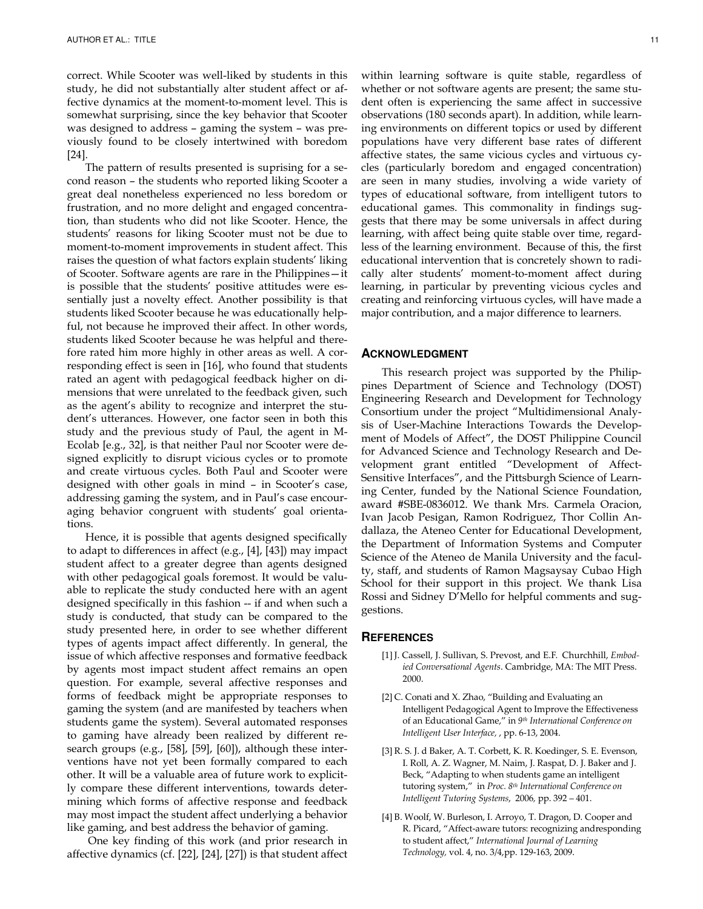correct. While Scooter was well-liked by students in this study, he did not substantially alter student affect or affective dynamics at the moment-to-moment level. This is somewhat surprising, since the key behavior that Scooter was designed to address – gaming the system – was previously found to be closely intertwined with boredom [24].

The pattern of results presented is suprising for a second reason – the students who reported liking Scooter a great deal nonetheless experienced no less boredom or frustration, and no more delight and engaged concentration, than students who did not like Scooter. Hence, the students' reasons for liking Scooter must not be due to moment-to-moment improvements in student affect. This raises the question of what factors explain students' liking of Scooter. Software agents are rare in the Philippines—it is possible that the students' positive attitudes were essentially just a novelty effect. Another possibility is that students liked Scooter because he was educationally helpful, not because he improved their affect. In other words, students liked Scooter because he was helpful and therefore rated him more highly in other areas as well. A corresponding effect is seen in [16], who found that students rated an agent with pedagogical feedback higher on dimensions that were unrelated to the feedback given, such as the agent's ability to recognize and interpret the student's utterances. However, one factor seen in both this study and the previous study of Paul, the agent in M-Ecolab [e.g., 32], is that neither Paul nor Scooter were designed explicitly to disrupt vicious cycles or to promote and create virtuous cycles. Both Paul and Scooter were designed with other goals in mind – in Scooter's case, addressing gaming the system, and in Paul's case encouraging behavior congruent with students' goal orientations.

Hence, it is possible that agents designed specifically to adapt to differences in affect (e.g., [4], [43]) may impact student affect to a greater degree than agents designed with other pedagogical goals foremost. It would be valuable to replicate the study conducted here with an agent designed specifically in this fashion -- if and when such a study is conducted, that study can be compared to the study presented here, in order to see whether different types of agents impact affect differently. In general, the issue of which affective responses and formative feedback by agents most impact student affect remains an open question. For example, several affective responses and forms of feedback might be appropriate responses to gaming the system (and are manifested by teachers when students game the system). Several automated responses to gaming have already been realized by different research groups (e.g., [58], [59], [60]), although these interventions have not yet been formally compared to each other. It will be a valuable area of future work to explicitly compare these different interventions, towards determining which forms of affective response and feedback may most impact the student affect underlying a behavior like gaming, and best address the behavior of gaming.

One key finding of this work (and prior research in affective dynamics (cf. [22], [24], [27]) is that student affect within learning software is quite stable, regardless of whether or not software agents are present; the same student often is experiencing the same affect in successive observations (180 seconds apart). In addition, while learning environments on different topics or used by different populations have very different base rates of different affective states, the same vicious cycles and virtuous cycles (particularly boredom and engaged concentration) are seen in many studies, involving a wide variety of types of educational software, from intelligent tutors to educational games. This commonality in findings suggests that there may be some universals in affect during learning, with affect being quite stable over time, regardless of the learning environment. Because of this, the first educational intervention that is concretely shown to radically alter students' moment-to-moment affect during learning, in particular by preventing vicious cycles and creating and reinforcing virtuous cycles, will have made a major contribution, and a major difference to learners.

## Acknowledgment

This research project was supported by the Philippines Department of Science and Technology (DOST) Engineering Research and Development for Technology Consortium under the project "Multidimensional Analysis of User-Machine Interactions Towards the Development of Models of Affect", the DOST Philippine Council for Advanced Science and Technology Research and Development grant entitled "Development of Affect-Sensitive Interfaces", and the Pittsburgh Science of Learning Center, funded by the National Science Foundation, award #SBE-0836012. We thank Mrs. Carmela Oracion, Ivan Jacob Pesigan, Ramon Rodriguez, Thor Collin Andallaza, the Ateneo Center for Educational Development, the Department of Information Systems and Computer Science of the Ateneo de Manila University and the faculty, staff, and students of Ramon Magsaysay Cubao High School for their support in this project. We thank Lisa Rossi and Sidney D'Mello for helpful comments and suggestions.

## References

[1] J. Cassell, J. Sullivan, S. Prevost, and E.F. Churchhill, *Embodied Conversational Agents*. Cambridge, MA: The MIT Press. 2000.

[2] C. Conati and X. Zhao, "Building and Evaluating an Intelligent Pedagogical Agent to Improve the Effectiveness of an Educational Game," in *9th International Conference on Intelligent User Interface*, , pp. 6-13, 2004.

[3] R. S. J. d Baker, A. T. Corbett, K. R. Koedinger, S. E. Evenson, I. Roll, A. Z. Wagner, M. Naim, J. Raspat, D. J. Baker and J. Beck, "Adapting to when students game an intelligent tutoring system," in *Proc. 8th International Conference on Intelligent Tutoring Systems*, 2006, pp. 392 – 401.

[4] B. Woolf, W. Burleson, I. Arroyo, T. Dragon, D. Cooper and R. Picard, "Affect-aware tutors: recognizing andresponding to student affect," *International Journal of Learning Technology*, vol. 4, no. 3/4,pp. 129-163, 2009.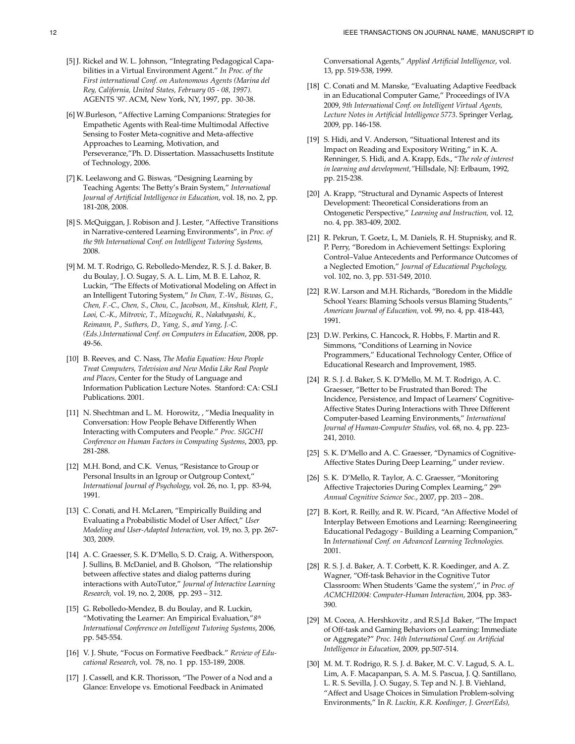[5] J. Rickel and W. L. Johnson, "Integrating Pedagogical Capabilities in a Virtual Environment Agent." *In Proc. of the First international Conf. on Autonomous Agents (Marina del Rey, California, United States, February 05 - 08, 1997).* AGENTS '97. ACM, New York, NY, 1997, pp. 30-38.

[6] W.Burleson, "Affective Larning Companions: Strategies for Empathetic Agents with Real-time Multimodal Affective Sensing to Foster Meta-cognitive and Meta-affective Approaches to Learning, Motivation, and Perseverance,"Ph. D. Dissertation. Massachusetts Institute of Technology, 2006.

[7] K. Leelawong and G. Biswas, "Designing Learning by Teaching Agents: The Betty's Brain System," *International Journal of Artificial Intelligence in Education*, vol. 18, no. 2, pp. 181-208, 2008.

[8] S. McQuiggan, J. Robison and J. Lester, "Affective Transitions in Narrative-centered Learning Environments", in *Proc. of the 9th International Conf. on Intelligent Tutoring Systems,* 2008.

[9] M. M. T. Rodrigo, G. Rebolledo-Mendez, R. S. J. d. Baker, B. du Boulay, J. O. Sugay, S. A. L. Lim, M. B. E. Lahoz, R. Luckin, "The Effects of Motivational Modeling on Affect in an Intelligent Tutoring System," *In Chan, T.-W., Biswas, G., Chen, F.-C., Chen, S., Chou, C., Jacobson, M., Kinshuk, Klett, F., Looi, C.-K., Mitrovic, T., Mizoguchi, R., Nakabayashi, K., Reimann, P., Suthers, D., Yang, S., and Yang, J.-C. (Eds.).International Conf. on Computers in Education*, 2008, pp. 49-56.

[10] B. Reeves, and C. Nass, *The Media Equation: How People Treat Computers, Television and New Media Like Real People and Places*, Center for the Study of Language and Information Publication Lecture Notes. Stanford: CA: CSLI Publications. 2001.

[11] N. Shechtman and L. M. Horowitz, , "Media Inequality in Conversation: How People Behave Differently When Interacting with Computers and People." *Proc. SIGCHI Conference on Human Factors in Computing Systems*, 2003, pp. 281-288.

[12] M.H. Bond, and C.K. Venus, "Resistance to Group or Personal Insults in an Igroup or Outgroup Context," *International Journal of Psychology*, vol. 26, no. 1, pp. 83-94, 1991.

[13] C. Conati, and H. McLaren, "Empirically Building and Evaluating a Probabilistic Model of User Affect," *User Modeling and User-Adapted Interaction*, vol. 19, no. 3, pp. 267-303, 2009.

[14] A. C. Graesser, S. K. D'Mello, S. D. Craig, A. Witherspoon, J. Sullins, B. McDaniel, and B. Gholson, "The relationship between affective states and dialog patterns during interactions with AutoTutor," *Journal of Interactive Learning Research,* vol. 19, no. 2, 2008, pp. 293 – 312.

[15] G. Rebolledo-Mendez, B. du Boulay, and R. Luckin, "Motivating the Learner: An Empirical Evaluation,"*8th International Conference on Intelligent Tutoring Systems*, 2006, pp. 545-554.

[16] V. J. Shute, "Focus on Formative Feedback." *Review of Educational Research*, vol. 78, no. 1 pp. 153-189, 2008.

[17] J. Cassell, and K.R. Thorisson, "The Power of a Nod and a Glance: Envelope vs. Emotional Feedback in Animated Conversational Agents," *Applied Artificial Intelligence*, vol. 13, pp. 519-538, 1999.

[18] C. Conati and M. Manske, "Evaluating Adaptive Feedback in an Educational Computer Game," Proceedings of IVA 2009, *9th International Conf. on Intelligent Virtual Agents, Lecture Notes in Artificial Intelligence 5773*. Springer Verlag, 2009, pp. 146-158.

[19] S. Hidi, and V. Anderson, "Situational Interest and its Impact on Reading and Expository Writing," in K. A. Renninger, S. Hidi, and A. Krapp, Eds., "*The role of interest in learning and development,"*Hillsdale, NJ: Erlbaum, 1992, pp. 215-238.

[20] A. Krapp, "Structural and Dynamic Aspects of Interest Development: Theoretical Considerations from an Ontogenetic Perspective," *Learning and Instruction,* vol. 12, no. 4, pp. 383-409, 2002.

[21] R. Pekrun, T. Goetz, L, M. Daniels, R. H. Stupnisky, and R. P. Perry, "Boredom in Achievement Settings: Exploring Control–Value Antecedents and Performance Outcomes of a Neglected Emotion," *Journal of Educational Psychology,* vol. 102, no. 3, pp. 531-549, 2010.

[22] R.W. Larson and M.H. Richards, "Boredom in the Middle School Years: Blaming Schools versus Blaming Students," *American Journal of Education,* vol. 99, no. 4, pp. 418-443, 1991.

[23] D.W. Perkins, C. Hancock, R. Hobbs, F. Martin and R. Simmons, "Conditions of Learning in Novice Programmers," Educational Technology Center, Office of Educational Research and Improvement, 1985.

[24] R. S. J. d. Baker, S. K. D'Mello, M. M. T. Rodrigo, A. C. Graesser, "Better to be Frustrated than Bored: The Incidence, Persistence, and Impact of Learners' Cognitive-Affective States During Interactions with Three Different Computer-based Learning Environments," *International Journal of Human-Computer Studies*, vol. 68, no. 4, pp. 223-241, 2010.

[25] S. K. D'Mello and A. C. Graesser, "Dynamics of Cognitive-Affective States During Deep Learning," under review.

[26] S. K. D'Mello, R. Taylor, A. C. Graesser, "Monitoring Affective Trajectories During Complex Learning," 29th *Annual Cognitive Science Soc.*, 2007, pp. 203 – 208..

[27] B. Kort, R. Reilly, and R. W. Picard, "An Affective Model of Interplay Between Emotions and Learning: Reengineering Educational Pedagogy - Building a Learning Companion," In *International Conf. on Advanced Learning Technologies.* 2001.

[28] R. S. J. d. Baker, A. T. Corbett, K. R. Koedinger, and A. Z. Wagner, "Off-task Behavior in the Cognitive Tutor Classroom: When Students 'Game the system'," in *Proc. of ACMCHI2004: Computer-Human Interaction*, 2004, pp. 383-390.

[29] M. Cocea, A. Hershkovitz , and R.S.J.d Baker, "The Impact of Off-task and Gaming Behaviors on Learning: Immediate or Aggregate?" *Proc. 14th International Conf. on Artificial Intelligence in Education*, 2009, pp.507-514.

[30] M. M. T. Rodrigo, R. S. J. d. Baker, M. C. V. Lagud, S. A. L. Lim, A. F. Macapanpan, S. A. M. S. Pascua, J. Q. Santillano, L. R. S. Sevilla, J. O. Sugay, S. Tep and N. J. B. Viehland, "Affect and Usage Choices in Simulation Problem-solving Environments," In *R. Luckin, K.R. Koedinger, J. Greer(Eds),*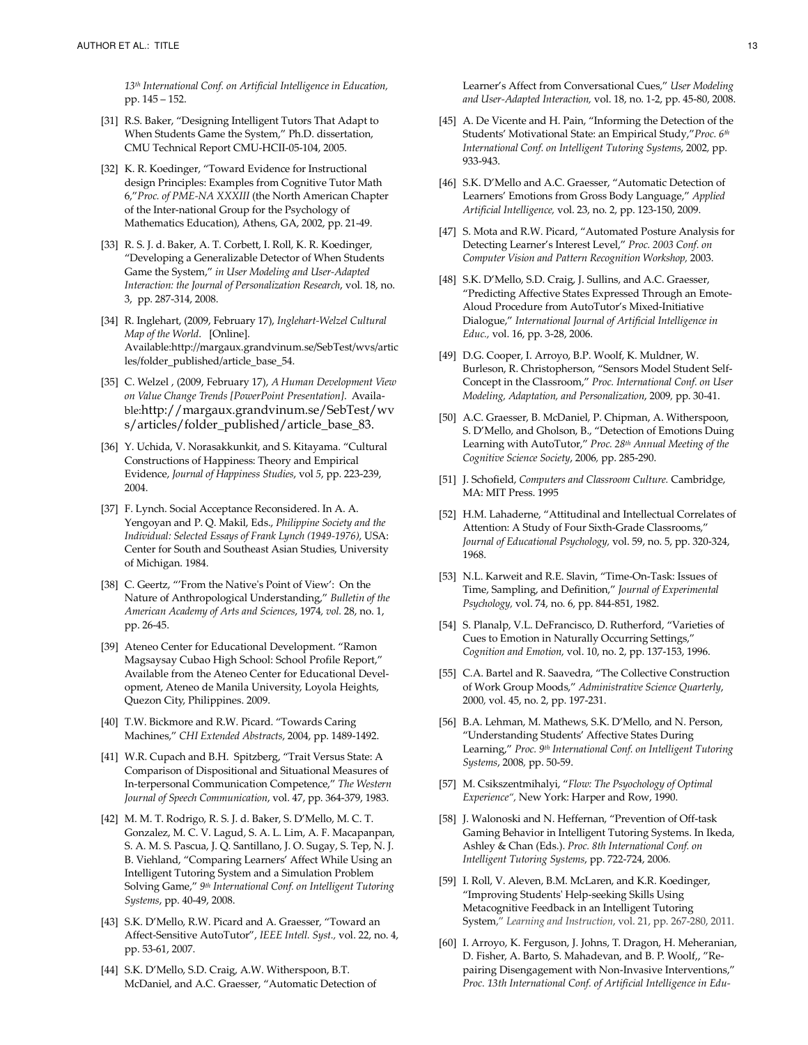*13th International Conf. on Artificial Intelligence in Education,* pp. 145 – 152.

[31] R.S. Baker, "Designing Intelligent Tutors That Adapt to When Students Game the System," Ph.D. dissertation, CMU Technical Report CMU-HCII-05-104, 2005.

[32] K. R. Koedinger, "Toward Evidence for Instructional design Principles: Examples from Cognitive Tutor Math 6,"*Proc. of PME-NA XXXIII* (the North American Chapter of the Inter-national Group for the Psychology of Mathematics Education), Athens, GA, 2002, pp. 21-49.

[33] R. S. J. d. Baker, A. T. Corbett, I. Roll, K. R. Koedinger, "Developing a Generalizable Detector of When Students Game the System," *in User Modeling and User-Adapted Interaction: the Journal of Personalization Research*, vol. 18, no. 3, pp. 287-314, 2008.

[34] R. Inglehart, (2009, February 17), *Inglehart-Welzel Cultural Map of the World*. [Online]. Available:http://margaux.grandvinum.se/SebTest/wvs/articles/folder_published/article_base_54.

[35] C. Welzel , (2009, February 17), *A Human Development View on Value Change Trends [PowerPoint Presentation]*. Available:http://margaux.grandvinum.se/SebTest/wvs/articles/folder_published/article_base_83.

[36] Y. Uchida, V. Norasakkunkit, and S. Kitayama. "Cultural Constructions of Happiness: Theory and Empirical Evidence, *Journal of Happiness Studies*, vol *5*, pp. 223-239, 2004.

[37] F. Lynch. Social Acceptance Reconsidered. In A. A. Yengoyan and P. Q. Makil, Eds., *Philippine Society and the Individual: Selected Essays of Frank Lynch (1949-1976)*, USA: Center for South and Southeast Asian Studies, University of Michigan. 1984.

[38] C. Geertz, "'From the Native's Point of View': On the Nature of Anthropological Understanding," *Bulletin of the American Academy of Arts and Sciences*, 1974, *vol.* 28, no. 1, pp. 26-45.

[39] Ateneo Center for Educational Development. "Ramon Magsaysay Cubao High School: School Profile Report," Available from the Ateneo Center for Educational Development, Ateneo de Manila University, Loyola Heights, Quezon City, Philippines. 2009.

[40] T.W. Bickmore and R.W. Picard. "Towards Caring Machines," *CHI Extended Abstracts*, 2004, pp. 1489-1492.

[41] W.R. Cupach and B.H. Spitzberg, "Trait Versus State: A Comparison of Dispositional and Situational Measures of In-terpersonal Communication Competence," *The Western Journal of Speech Communication*, vol. 47, pp. 364-379, 1983.

[42] M. M. T. Rodrigo, R. S. J. d. Baker, S. D'Mello, M. C. T. Gonzalez, M. C. V. Lagud, S. A. L. Lim, A. F. Macapanpan, S. A. M. S. Pascua, J. Q. Santillano, J. O. Sugay, S. Tep, N. J. B. Viehland, "Comparing Learners' Affect While Using an Intelligent Tutoring System and a Simulation Problem Solving Game," *9th International Conf. on Intelligent Tutoring Systems*, pp. 40-49, 2008.

[43] S.K. D'Mello, R.W. Picard and A. Graesser, "Toward an Affect-Sensitive AutoTutor", *IEEE Intell. Syst.,* vol. 22, no. 4, pp. 53-61, 2007.

[44] S.K. D'Mello, S.D. Craig, A.W. Witherspoon, B.T. McDaniel, and A.C. Graesser, "Automatic Detection of Learner's Affect from Conversational Cues," *User Modeling and User-Adapted Interaction,* vol. 18, no. 1-2, pp. 45-80, 2008.

[45] A. De Vicente and H. Pain, "Informing the Detection of the Students' Motivational State: an Empirical Study,"*Proc. 6th International Conf. on Intelligent Tutoring Systems*, 2002, pp. 933-943.

[46] S.K. D'Mello and A.C. Graesser, "Automatic Detection of Learners' Emotions from Gross Body Language," *Applied Artificial Intelligence,* vol. 23, no. 2, pp. 123-150, 2009.

[47] S. Mota and R.W. Picard, "Automated Posture Analysis for Detecting Learner's Interest Level," *Proc. 2003 Conf. on Computer Vision and Pattern Recognition Workshop,* 2003.

[48] S.K. D'Mello, S.D. Craig, J. Sullins, and A.C. Graesser, "Predicting Affective States Expressed Through an Emote-Aloud Procedure from AutoTutor's Mixed-Initiative Dialogue," *International Journal of Artificial Intelligence in Educ.,* vol. 16, pp. 3-28, 2006.

[49] D.G. Cooper, I. Arroyo, B.P. Woolf, K. Muldner, W. Burleson, R. Christopherson, "Sensors Model Student Self-Concept in the Classroom," *Proc. International Conf. on User Modeling, Adaptation, and Personalization*, 2009, pp. 30-41.

[50] A.C. Graesser, B. McDaniel, P. Chipman, A. Witherspoon, S. D'Mello, and Gholson, B., "Detection of Emotions During Learning with AutoTutor," *Proc. 28th Annual Meeting of the Cognitive Science Society*, 2006, pp. 285-290.

[51] J. Schofield, *Computers and Classroom Culture.* Cambridge, MA: MIT Press. 1995

[52] H.M. Lahaderne, "Attitudinal and Intellectual Correlates of Attention: A Study of Four Sixth-Grade Classrooms," *Journal of Educational Psychology,* vol. 59, no. 5, pp. 320-324, 1968.

[53] N.L. Karweit and R.E. Slavin, "Time-On-Task: Issues of Time, Sampling, and Definition," *Journal of Experimental Psychology,* vol. 74, no. 6, pp. 844-851, 1982.

[54] S. Planalp, V.L. DeFrancisco, D. Rutherford, "Varieties of Cues to Emotion in Naturally Occurring Settings," *Cognition and Emotion,* vol. 10, no. 2, pp. 137-153, 1996.

[55] C.A. Bartel and R. Saavedra, "The Collective Construction of Work Group Moods," *Administrative Science Quarterly*, 2000, vol. 45, no. 2, pp. 197-231.

[56] B.A. Lehman, M. Mathews, S.K. D'Mello, and N. Person, "Understanding Students' Affective States During Learning," *Proc. 9th International Conf. on Intelligent Tutoring Systems*, 2008, pp. 50-59.

[57] M. Csikszentmihalyi, "*Flow: The Psyochology of Optimal Experience",* New York: Harper and Row, 1990.

[58] J. Walonoski and N. Heffernan, "Prevention of Off-task Gaming Behavior in Intelligent Tutoring Systems. In Ikeda, Ashley & Chan (Eds.). *Proc. 8th International Conf. on Intelligent Tutoring Systems*, pp. 722-724, 2006.

[59] I. Roll, V. Aleven, B.M. McLaren, and K.R. Koedinger, "Improving Students' Help-seeking Skills Using Metacognitive Feedback in an Intelligent Tutoring System," *Learning and Instruction*, vol. 21, pp. 267-280, 2011.

[60] I. Arroyo, K. Ferguson, J. Johns, T. Dragon, H. Meheranian, D. Fisher, A. Barto, S. Mahadevan, and B. P. Woolf,, "Repairing Disengagement with Non-Invasive Interventions," *Proc. 13th International Conf. of Artificial Intelligence in Edu-*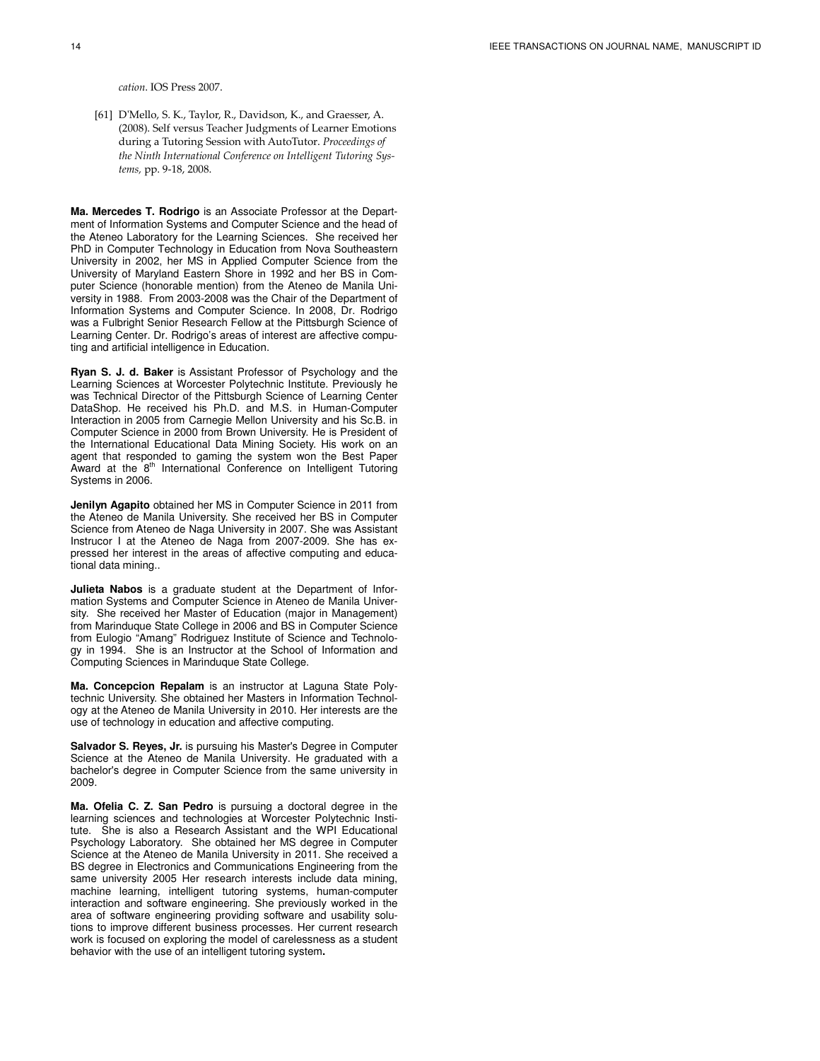*cation*. IOS Press 2007.

[61] D'Mello, S. K., Taylor, R., Davidson, K., and Graesser, A. (2008). Self versus Teacher Judgments of Learner Emotions during a Tutoring Session with AutoTutor. *Proceedings of the Ninth International Conference on Intelligent Tutoring Systems*, pp. 9-18, 2008.

**Ma. Mercedes T. Rodrigo** is an Associate Professor at the Department of Information Systems and Computer Science and the head of the Ateneo Laboratory for the Learning Sciences. She received her PhD in Computer Technology in Education from Nova Southeastern University in 2002, her MS in Applied Computer Science from the University of Maryland Eastern Shore in 1992 and her BS in Computer Science (honorable mention) from the Ateneo de Manila University in 1988. From 2003-2008 was the Chair of the Department of Information Systems and Computer Science. In 2008, Dr. Rodrigo was a Fulbright Senior Research Fellow at the Pittsburgh Science of Learning Center. Dr. Rodrigo's areas of interest are affective computing and artificial intelligence in Education.

**Ryan S. J. d. Baker** is Assistant Professor of Psychology and the Learning Sciences at Worcester Polytechnic Institute. Previously he was Technical Director of the Pittsburgh Science of Learning Center DataShop. He received his Ph.D. and M.S. in Human-Computer Interaction in 2005 from Carnegie Mellon University and his Sc.B. in Computer Science in 2000 from Brown University. He is President of the International Educational Data Mining Society. His work on an agent that responded to gaming the system won the Best Paper Award at the 8th International Conference on Intelligent Tutoring Systems in 2006.

**Jenilyn Agapito** obtained her MS in Computer Science in 2011 from the Ateneo de Manila University. She received her BS in Computer Science from Ateneo de Naga University in 2007. She was Assistant Instrucor I at the Ateneo de Naga from 2007-2009. She has expressed her interest in the areas of affective computing and educational data mining..

**Julieta Nabos** is a graduate student at the Department of Information Systems and Computer Science in Ateneo de Manila University. She received her Master of Education (major in Management) from Marinduque State College in 2006 and BS in Computer Science from Eulogio "Amang" Rodriguez Institute of Science and Technology in 1994. She is an Instructor at the School of Information and Computing Sciences in Marinduque State College.

**Ma. Concepcion Repalam** is an instructor at Laguna State Polytechnic University. She obtained her Masters in Information Technology at the Ateneo de Manila University in 2010. Her interests are the use of technology in education and affective computing.

**Salvador S. Reyes, Jr.** is pursuing his Master's Degree in Computer Science at the Ateneo de Manila University. He graduated with a bachelor's degree in Computer Science from the same university in 2009.

**Ma. Ofelia C. Z. San Pedro** is pursuing a doctoral degree in the learning sciences and technologies at Worcester Polytechnic Institute. She is also a Research Assistant and the WPI Educational Psychology Laboratory. She obtained her MS degree in Computer Science at the Ateneo de Manila University in 2011. She received a BS degree in Electronics and Communications Engineering from the same university 2005 Her research interests include data mining, machine learning, intelligent tutoring systems, human-computer interaction and software engineering. She previously worked in the area of software engineering providing software and usability solutions to improve different business processes. Her current research work is focused on exploring the model of carelessness as a student behavior with the use of an intelligent tutoring system.